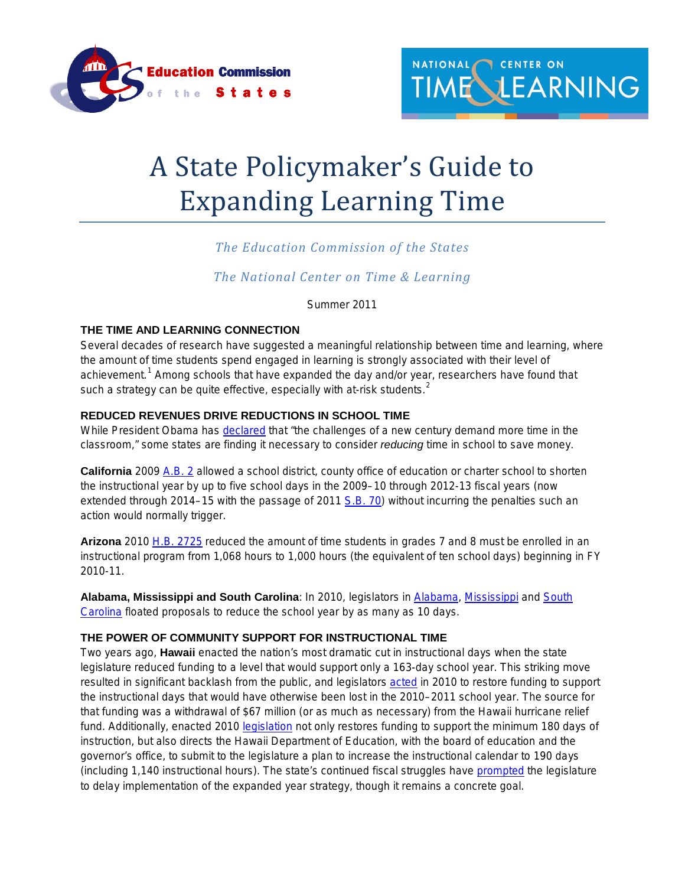Education Commission of the States

NATIONAL CENTER ON TIME & LEARNING

# A State Policymaker's Guide to Expanding Learning Time

*The Education Commission of the States*

*The National Center on Time & Learning*

Summer 2011

### THE TIME AND LEARNING CONNECTION

Several decades of research have suggested a meaningful relationship between time and learning, where the amount of time students spend engaged in learning is strongly associated with their level of achievement.[1] Among schools that have expanded the day and/or year, researchers have found that such a strategy can be quite effective, especially with at-risk students.[2]

### REDUCED REVENUES DRIVE REDUCTIONS IN SCHOOL TIME

While President Obama has declared that "the challenges of a new century demand more time in the classroom," some states are finding it necessary to consider *reducing* time in school to save money.

**California** 2009 A.B. 2 allowed a school district, county office of education or charter school to shorten the instructional year by up to five school days in the 2009–10 through 2012-13 fiscal years (now extended through 2014–15 with the passage of 2011 S.B. 70) without incurring the penalties such an action would normally trigger.

**Arizona** 2010 H.B. 2725 reduced the amount of time students in grades 7 and 8 must be enrolled in an instructional program from 1,068 hours to 1,000 hours (the equivalent of ten school days) beginning in FY 2010-11.

**Alabama, Mississippi and South Carolina**: In 2010, legislators in Alabama, Mississippi and South Carolina floated proposals to reduce the school year by as many as 10 days.

### THE POWER OF COMMUNITY SUPPORT FOR INSTRUCTIONAL TIME

Two years ago, **Hawaii** enacted the nation's most dramatic cut in instructional days when the state legislature reduced funding to a level that would support only a 163-day school year. This striking move resulted in significant backlash from the public, and legislators acted in 2010 to restore funding to support the instructional days that would have otherwise been lost in the 2010–2011 school year. The source for that funding was a withdrawal of $67 million (or as much as necessary) from the Hawaii hurricane relief fund. Additionally, enacted 2010 legislation not only restores funding to support the minimum 180 days of instruction, but also directs the Hawaii Department of Education, with the board of education and the governor's office, to submit to the legislature a plan to increase the instructional calendar to 190 days (including 1,140 instructional hours). The state's continued fiscal struggles have prompted the legislature to delay implementation of the expanded year strategy, though it remains a concrete goal.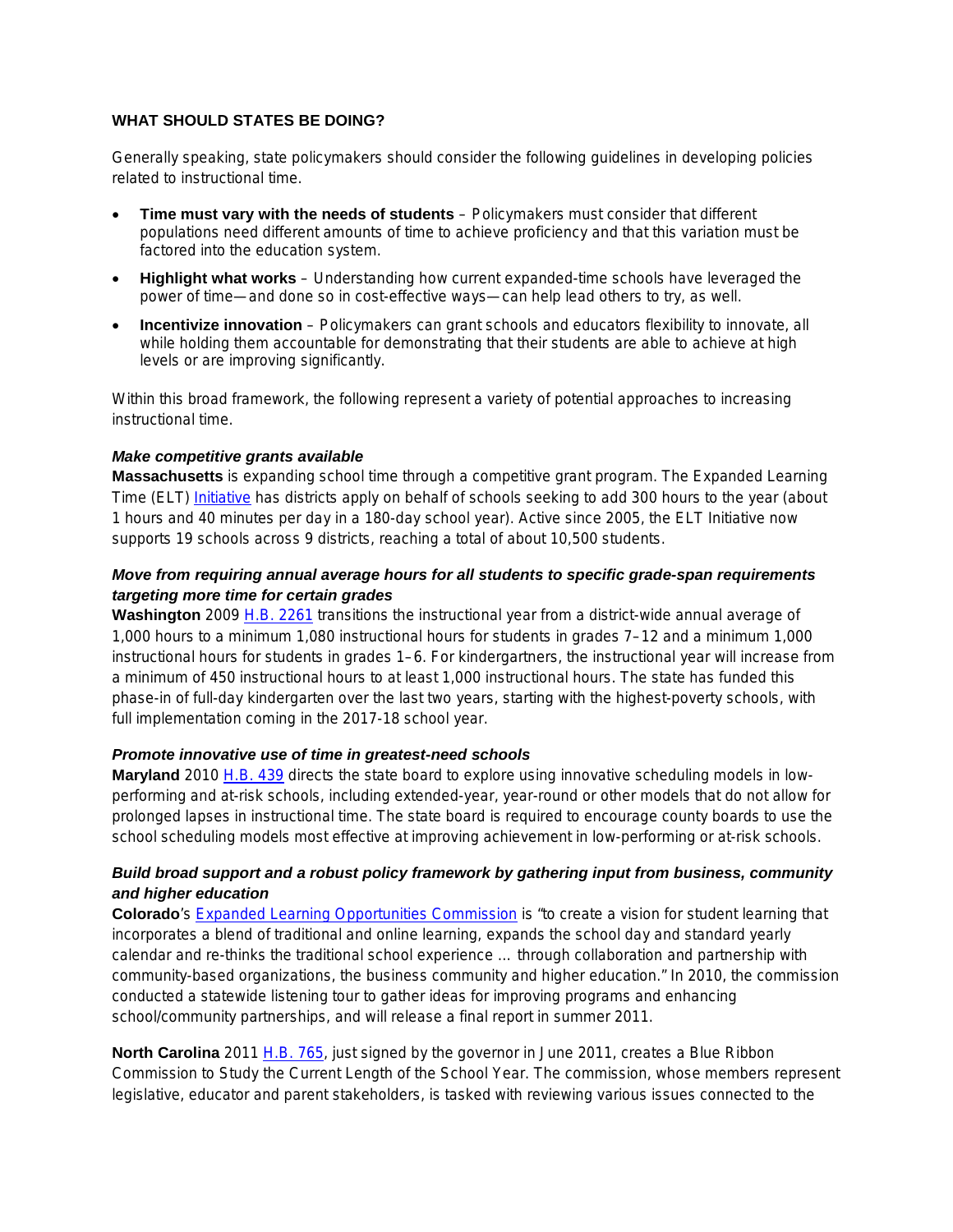### WHAT SHOULD STATES BE DOING?

Generally speaking, state policymakers should consider the following guidelines in developing policies related to instructional time.

- **Time must vary with the needs of students** – Policymakers must consider that different populations need different amounts of time to achieve proficiency and that this variation must be factored into the education system.
- **Highlight what works** – Understanding how current expanded-time schools have leveraged the power of time—and done so in cost-effective ways—can help lead others to try, as well.
- **Incentivize innovation** – Policymakers can grant schools and educators flexibility to innovate, all while holding them accountable for demonstrating that their students are able to achieve at high levels or are improving significantly.

Within this broad framework, the following represent a variety of potential approaches to increasing instructional time.

***Make competitive grants available***

**Massachusetts** is expanding school time through a competitive grant program. The Expanded Learning Time (ELT) Initiative has districts apply on behalf of schools seeking to add 300 hours to the year (about 1 hours and 40 minutes per day in a 180-day school year). Active since 2005, the ELT Initiative now supports 19 schools across 9 districts, reaching a total of about 10,500 students.

***Move from requiring annual average hours for all students to specific grade-span requirements targeting more time for certain grades***

**Washington** 2009 H.B. 2261 transitions the instructional year from a district-wide annual average of 1,000 hours to a minimum 1,080 instructional hours for students in grades 7–12 and a minimum 1,000 instructional hours for students in grades 1–6. For kindergartners, the instructional year will increase from a minimum of 450 instructional hours to at least 1,000 instructional hours. The state has funded this phase-in of full-day kindergarten over the last two years, starting with the highest-poverty schools, with full implementation coming in the 2017-18 school year.

***Promote innovative use of time in greatest-need schools***

**Maryland** 2010 H.B. 439 directs the state board to explore using innovative scheduling models in low-performing and at-risk schools, including extended-year, year-round or other models that do not allow for prolonged lapses in instructional time. The state board is required to encourage county boards to use the school scheduling models most effective at improving achievement in low-performing or at-risk schools.

***Build broad support and a robust policy framework by gathering input from business, community and higher education***

**Colorado**'s Expanded Learning Opportunities Commission is "to create a vision for student learning that incorporates a blend of traditional and online learning, expands the school day and standard yearly calendar and re-thinks the traditional school experience … through collaboration and partnership with community-based organizations, the business community and higher education." In 2010, the commission conducted a statewide listening tour to gather ideas for improving programs and enhancing school/community partnerships, and will release a final report in summer 2011.

**North Carolina** 2011 H.B. 765, just signed by the governor in June 2011, creates a Blue Ribbon Commission to Study the Current Length of the School Year. The commission, whose members represent legislative, educator and parent stakeholders, is tasked with reviewing various issues connected to the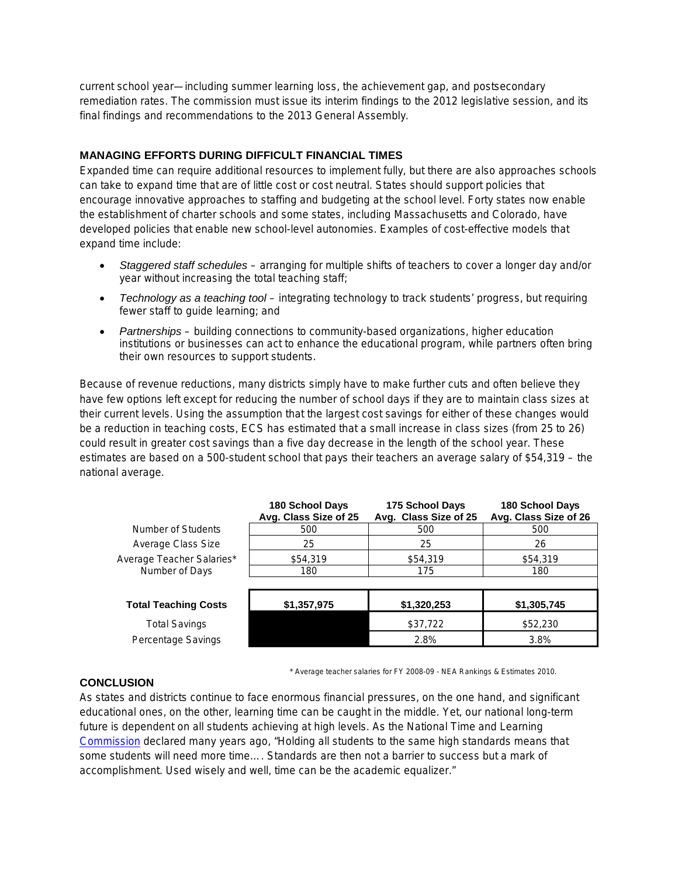current school year—including summer learning loss, the achievement gap, and postsecondary remediation rates. The commission must issue its interim findings to the 2012 legislative session, and its final findings and recommendations to the 2013 General Assembly.

## MANAGING EFFORTS DURING DIFFICULT FINANCIAL TIMES

Expanded time can require additional resources to implement fully, but there are also approaches schools can take to expand time that are of little cost or cost neutral. States should support policies that encourage innovative approaches to staffing and budgeting at the school level. Forty states now enable the establishment of charter schools and some states, including Massachusetts and Colorado, have developed policies that enable new school-level autonomies. Examples of cost-effective models that expand time include:

- *Staggered staff schedules* – arranging for multiple shifts of teachers to cover a longer day and/or year without increasing the total teaching staff;
- *Technology as a teaching tool* – integrating technology to track students' progress, but requiring fewer staff to guide learning; and
- *Partnerships* – building connections to community-based organizations, higher education institutions or businesses can act to enhance the educational program, while partners often bring their own resources to support students.

Because of revenue reductions, many districts simply have to make further cuts and often believe they have few options left except for reducing the number of school days if they are to maintain class sizes at their current levels. Using the assumption that the largest cost savings for either of these changes would be a reduction in teaching costs, ECS has estimated that a small increase in class sizes (from 25 to 26) could result in greater cost savings than a five day decrease in the length of the school year. These estimates are based on a 500-student school that pays their teachers an average salary of $54,319 – the national average.

| | **180 School Days Avg. Class Size of 25** | **175 School Days Avg. Class Size of 25** | **180 School Days Avg. Class Size of 26** |
|---|---|---|---|
| Number of Students | 500 | 500 | 500 |
| Average Class Size | 25 | 25 | 26 |
| Average Teacher Salaries* | $54,319 | $54,319 | $54,319 |
| Number of Days | 180 | 175 | 180 |
| **Total Teaching Costs** | **$1,357,975** | **$1,320,253** | **$1,305,745** |
| Total Savings | | $37,722 | $52,230 |
| Percentage Savings | | 2.8% | 3.8% |

\* Average teacher salaries for FY 2008-09 - NEA Rankings & Estimates 2010.

## CONCLUSION

As states and districts continue to face enormous financial pressures, on the one hand, and significant educational ones, on the other, learning time can be caught in the middle. Yet, our national long-term future is dependent on all students achieving at high levels. As the National Time and Learning Commission declared many years ago, "Holding all students to the same high standards means that some students will need more time…. Standards are then not a barrier to success but a mark of accomplishment. Used wisely and well, time can be the academic equalizer."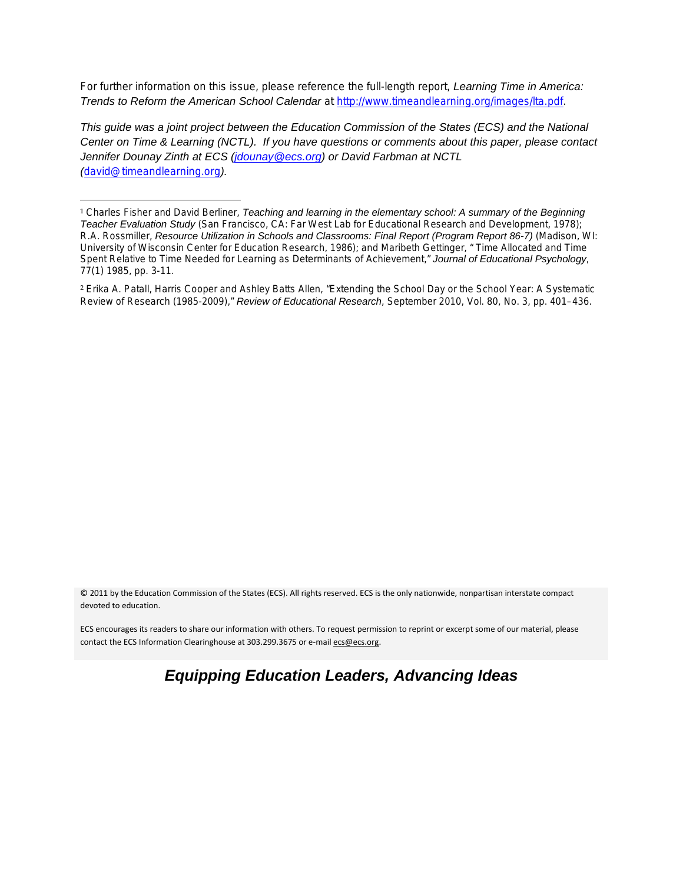For further information on this issue, please reference the full-length report, *Learning Time in America: Trends to Reform the American School Calendar* at http://www.timeandlearning.org/images/lta.pdf.

*This guide was a joint project between the Education Commission of the States (ECS) and the National Center on Time & Learning (NCTL). If you have questions or comments about this paper, please contact Jennifer Dounay Zinth at ECS (jdounay@ecs.org) or David Farbman at NCTL (david@timeandlearning.org).*

---

[1] Charles Fisher and David Berliner, *Teaching and learning in the elementary school: A summary of the Beginning Teacher Evaluation Study* (San Francisco, CA: Far West Lab for Educational Research and Development, 1978); R.A. Rossmiller, *Resource Utilization in Schools and Classrooms: Final Report (Program Report 86-7)* (Madison, WI: University of Wisconsin Center for Education Research, 1986); and Maribeth Gettinger, "Time Allocated and Time Spent Relative to Time Needed for Learning as Determinants of Achievement," *Journal of Educational Psychology*, 77(1) 1985, pp. 3-11.

[2] Erika A. Patall, Harris Cooper and Ashley Batts Allen, "Extending the School Day or the School Year: A Systematic Review of Research (1985-2009)," *Review of Educational Research*, September 2010, Vol. 80, No. 3, pp. 401–436.

© 2011 by the Education Commission of the States (ECS). All rights reserved. ECS is the only nationwide, nonpartisan interstate compact devoted to education.

ECS encourages its readers to share our information with others. To request permission to reprint or excerpt some of our material, please contact the ECS Information Clearinghouse at 303.299.3675 or e-mail ecs@ecs.org.

***Equipping Education Leaders, Advancing Ideas***